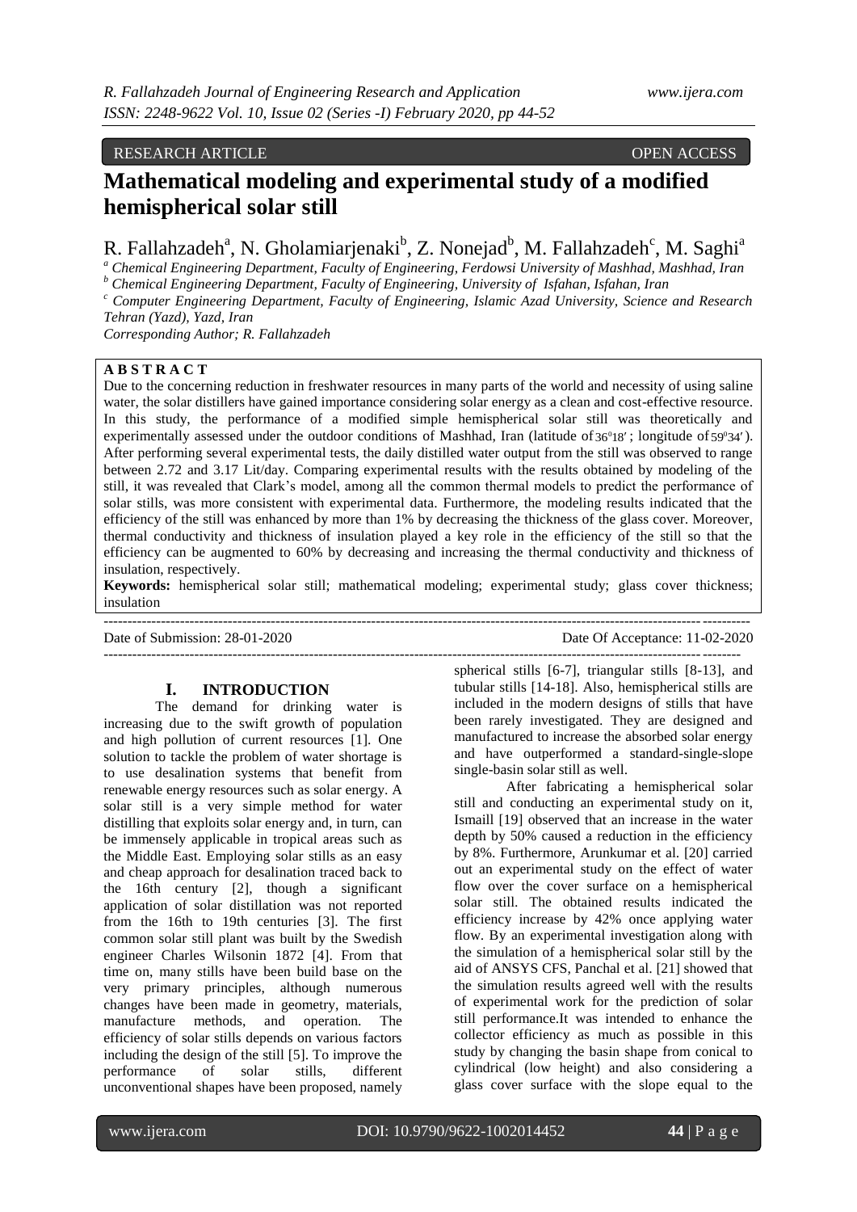RESEARCH ARTICLE OPEN ACCESS

# Mathematical modeling and experimental study of a modified hemispherical solar still

R. Fallahzadeh[a], N. Gholamiarjenaki[b], Z. Nonejad[b], M. Fallahzadeh[c], M. Saghi[a]

[a] *Chemical Engineering Department, Faculty of Engineering, Ferdowsi University of Mashhad, Mashhad, Iran*
[b] *Chemical Engineering Department, Faculty of Engineering, University of Isfahan, Isfahan, Iran*
[c] *Computer Engineering Department, Faculty of Engineering, Islamic Azad University, Science and Research Tehran (Yazd), Yazd, Iran*
*Corresponding Author; R. Fallahzadeh*

**A B S T R A C T**

Due to the concerning reduction in freshwater resources in many parts of the world and necessity of using saline water, the solar distillers have gained importance considering solar energy as a clean and cost-effective resource. In this study, the performance of a modified simple hemispherical solar still was theoretically and experimentally assessed under the outdoor conditions of Mashhad, Iran (latitude of $36^0 18'$; longitude of $59^0 34'$). After performing several experimental tests, the daily distilled water output from the still was observed to range between 2.72 and 3.17 Lit/day. Comparing experimental results with the results obtained by modeling of the still, it was revealed that Clark's model, among all the common thermal models to predict the performance of solar stills, was more consistent with experimental data. Furthermore, the modeling results indicated that the efficiency of the still was enhanced by more than 1% by decreasing the thickness of the glass cover. Moreover, thermal conductivity and thickness of insulation played a key role in the efficiency of the still so that the efficiency can be augmented to 60% by decreasing and increasing the thermal conductivity and thickness of insulation, respectively.

**Keywords:** hemispherical solar still; mathematical modeling; experimental study; glass cover thickness; insulation

---

Date of Submission: 28-01-2020 Date Of Acceptance: 11-02-2020

---

## I. INTRODUCTION

The demand for drinking water is increasing due to the swift growth of population and high pollution of current resources [1]. One solution to tackle the problem of water shortage is to use desalination systems that benefit from renewable energy resources such as solar energy. A solar still is a very simple method for water distilling that exploits solar energy and, in turn, can be immensely applicable in tropical areas such as the Middle East. Employing solar stills as an easy and cheap approach for desalination traced back to the 16th century [2], though a significant application of solar distillation was not reported from the 16th to 19th centuries [3]. The first common solar still plant was built by the Swedish engineer Charles Wilsonin 1872 [4]. From that time on, many stills have been build base on the very primary principles, although numerous changes have been made in geometry, materials, manufacture methods, and operation. The efficiency of solar stills depends on various factors including the design of the still [5]. To improve the performance of solar stills, different unconventional shapes have been proposed, namely spherical stills [6-7], triangular stills [8-13], and tubular stills [14-18]. Also, hemispherical stills are included in the modern designs of stills that have been rarely investigated. They are designed and manufactured to increase the absorbed solar energy and have outperformed a standard-single-slope single-basin solar still as well.

After fabricating a hemispherical solar still and conducting an experimental study on it, Ismaill [19] observed that an increase in the water depth by 50% caused a reduction in the efficiency by 8%. Furthermore, Arunkumar et al. [20] carried out an experimental study on the effect of water flow over the cover surface on a hemispherical solar still. The obtained results indicated the efficiency increase by 42% once applying water flow. By an experimental investigation along with the simulation of a hemispherical solar still by the aid of ANSYS CFS, Panchal et al. [21] showed that the simulation results agreed well with the results of experimental work for the prediction of solar still performance.It was intended to enhance the collector efficiency as much as possible in this study by changing the basin shape from conical to cylindrical (low height) and also considering a glass cover surface with the slope equal to the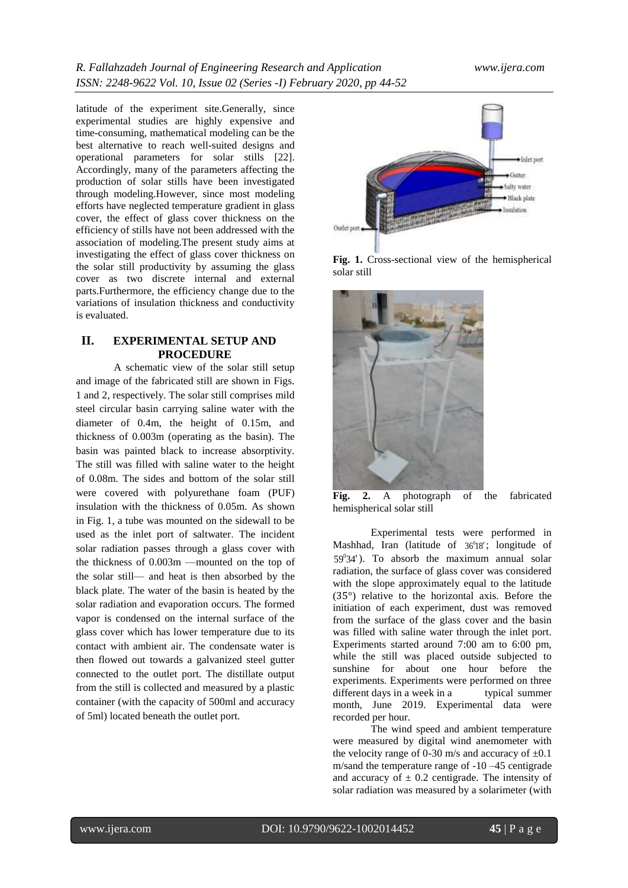latitude of the experiment site.Generally, since experimental studies are highly expensive and time-consuming, mathematical modeling can be the best alternative to reach well-suited designs and operational parameters for solar stills [22]. Accordingly, many of the parameters affecting the production of solar stills have been investigated through modeling.However, since most modeling efforts have neglected temperature gradient in glass cover, the effect of glass cover thickness on the efficiency of stills have not been addressed with the association of modeling.The present study aims at investigating the effect of glass cover thickness on the solar still productivity by assuming the glass cover as two discrete internal and external parts.Furthermore, the efficiency change due to the variations of insulation thickness and conductivity is evaluated.

## II. EXPERIMENTAL SETUP AND PROCEDURE

A schematic view of the solar still setup and image of the fabricated still are shown in Figs. 1 and 2, respectively. The solar still comprises mild steel circular basin carrying saline water with the diameter of 0.4m, the height of 0.15m, and thickness of 0.003m (operating as the basin). The basin was painted black to increase absorptivity. The still was filled with saline water to the height of 0.08m. The sides and bottom of the solar still were covered with polyurethane foam (PUF) insulation with the thickness of 0.05m. As shown in Fig. 1, a tube was mounted on the sidewall to be used as the inlet port of saltwater. The incident solar radiation passes through a glass cover with the thickness of 0.003m —mounted on the top of the solar still— and heat is then absorbed by the black plate. The water of the basin is heated by the solar radiation and evaporation occurs. The formed vapor is condensed on the internal surface of the glass cover which has lower temperature due to its contact with ambient air. The condensate water is then flowed out towards a galvanized steel gutter connected to the outlet port. The distillate output from the still is collected and measured by a plastic container (with the capacity of 500ml and accuracy of 5ml) located beneath the outlet port.

**Fig. 1.** Cross-sectional view of the hemispherical solar still

**Fig. 2.** A photograph of the fabricated hemispherical solar still

Experimental tests were performed in Mashhad, Iran (latitude of $36^{0}18'$; longitude of $59^{0}34'$). To absorb the maximum annual solar radiation, the surface of glass cover was considered with the slope approximately equal to the latitude (35°) relative to the horizontal axis. Before the initiation of each experiment, dust was removed from the surface of the glass cover and the basin was filled with saline water through the inlet port. Experiments started around 7:00 am to 6:00 pm, while the still was placed outside subjected to sunshine for about one hour before the experiments. Experiments were performed on three different days in a week in a typical summer month, June 2019. Experimental data were recorded per hour.

The wind speed and ambient temperature were measured by digital wind anemometer with the velocity range of 0-30 m/s and accuracy of ±0.1 m/sand the temperature range of -10 –45 centigrade and accuracy of ± 0.2 centigrade. The intensity of solar radiation was measured by a solarimeter (with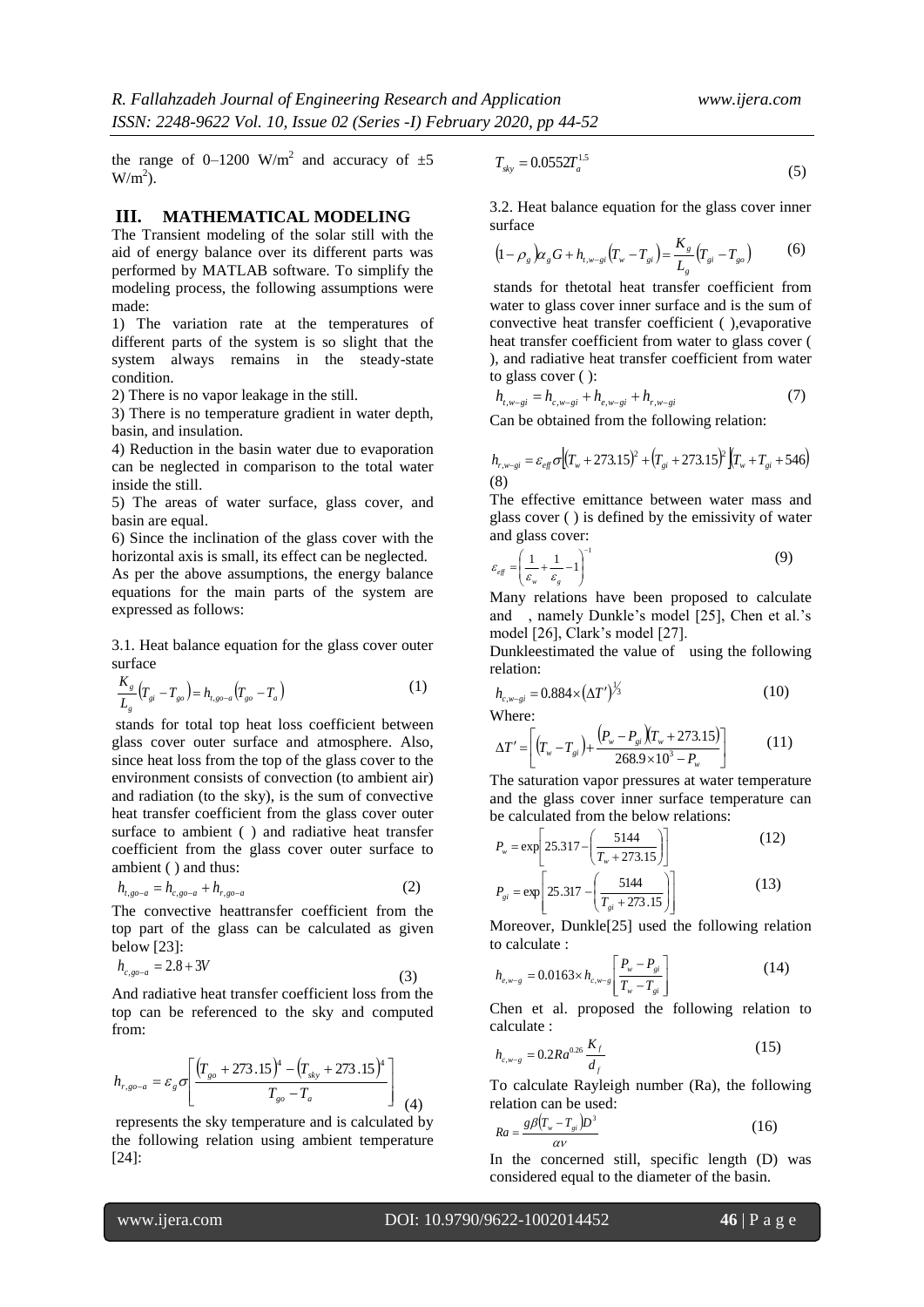the range of 0–1200 $W/m^2$ and accuracy of ±5 $W/m^2$).

## III. MATHEMATICAL MODELING

The Transient modeling of the solar still with the aid of energy balance over its different parts was performed by MATLAB software. To simplify the modeling process, the following assumptions were made:

1) The variation rate at the temperatures of different parts of the system is so slight that the system always remains in the steady-state condition.
2) There is no vapor leakage in the still.
3) There is no temperature gradient in water depth, basin, and insulation.
4) Reduction in the basin water due to evaporation can be neglected in comparison to the total water inside the still.
5) The areas of water surface, glass cover, and basin are equal.
6) Since the inclination of the glass cover with the horizontal axis is small, its effect can be neglected.

As per the above assumptions, the energy balance equations for the main parts of the system are expressed as follows:

3.1. Heat balance equation for the glass cover outer surface

$$\frac{K_g}{L_g}\left(T_{gi}-T_{go}\right)=h_{t,go-a}\left(T_{go}-T_a\right) \tag{1}$$

stands for total top heat loss coefficient between glass cover outer surface and atmosphere. Also, since heat loss from the top of the glass cover to the environment consists of convection (to ambient air) and radiation (to the sky), is the sum of convective heat transfer coefficient from the glass cover outer surface to ambient ( ) and radiative heat transfer coefficient from the glass cover outer surface to ambient ( ) and thus:

$$h_{t,go-a}=h_{c,go-a}+h_{r,go-a} \tag{2}$$

The convective heattransfer coefficient from the top part of the glass can be calculated as given below [23]:

$$h_{c,go-a}=2.8+3V \tag{3}$$

And radiative heat transfer coefficient loss from the top can be referenced to the sky and computed from:

$$h_{r,go-a}=\varepsilon_g\sigma\left[\frac{\left(T_{go}+273.15\right)^4-\left(T_{sky}+273.15\right)^4}{T_{go}-T_a}\right] \tag{4}$$

represents the sky temperature and is calculated by the following relation using ambient temperature [24]:

$$T_{sky}=0.0552T_a^{1.5} \tag{5}$$

3.2. Heat balance equation for the glass cover inner surface

$$\left(1-\rho_g\right)\alpha_g G+h_{t,w-gi}\left(T_w-T_{gi}\right)=\frac{K_g}{L_g}\left(T_{gi}-T_{go}\right) \tag{6}$$

stands for thetotal heat transfer coefficient from water to glass cover inner surface and is the sum of convective heat transfer coefficient ( ),evaporative heat transfer coefficient from water to glass cover ( ), and radiative heat transfer coefficient from water to glass cover ( ):

$$h_{t,w-gi}=h_{c,w-gi}+h_{e,w-gi}+h_{r,w-gi} \tag{7}$$

Can be obtained from the following relation:

$$h_{r,w-gi}=\varepsilon_{eff}\sigma\left[\left(T_w+273.15\right)^2+\left(T_{gi}+273.15\right)^2\right]\left(T_w+T_{gi}+546\right) \tag{8}$$

The effective emittance between water mass and glass cover ( ) is defined by the emissivity of water and glass cover:

$$\varepsilon_{eff}=\left(\frac{1}{\varepsilon_w}+\frac{1}{\varepsilon_g}-1\right)^{-1} \tag{9}$$

Many relations have been proposed to calculate and , namely Dunkle's model [25], Chen et al.'s model [26], Clark's model [27].

Dunkleestimated the value of using the following relation:

$$h_{c,w-gi}=0.884\times\left(\Delta T'\right)^{1/3} \tag{10}$$

Where:

$$\Delta T'=\left[\left(T_w-T_{gi}\right)+\frac{\left(P_w-P_{gi}\right)\left(T_w+273.15\right)}{268.9\times10^3-P_w}\right] \tag{11}$$

The saturation vapor pressures at water temperature and the glass cover inner surface temperature can be calculated from the below relations:

$$P_w=\exp\left[25.317-\left(\frac{5144}{T_w+273.15}\right)\right] \tag{12}$$

$$P_{gi}=\exp\left[25.317-\left(\frac{5144}{T_{gi}+273.15}\right)\right] \tag{13}$$

Moreover, Dunkle[25] used the following relation to calculate :

$$h_{e,w-g}=0.0163\times h_{c,w-g}\left[\frac{P_w-P_{gi}}{T_w-T_{gi}}\right] \tag{14}$$

Chen et al. proposed the following relation to calculate :

$$h_{c,w-g}=0.2Ra^{0.26}\frac{K_f}{d_f} \tag{15}$$

To calculate Rayleigh number (Ra), the following relation can be used:

$$Ra=\frac{g\beta\left(T_w-T_{gi}\right)D^3}{\alpha\nu} \tag{16}$$

In the concerned still, specific length (D) was considered equal to the diameter of the basin.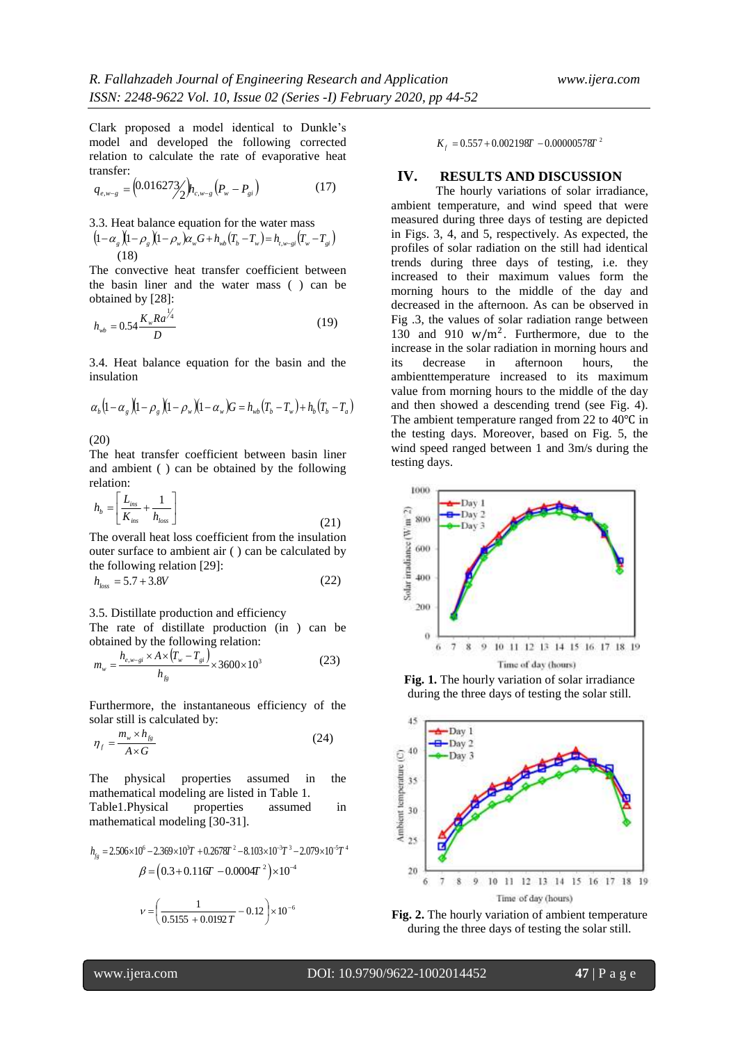Clark proposed a model identical to Dunkle's model and developed the following corrected relation to calculate the rate of evaporative heat transfer:

$$q_{e,w-g} = \left(0.016273/2\right) h_{c,w-g} \left(P_w - P_{gi}\right) \tag{17}$$

3.3. Heat balance equation for the water mass

$$(1-\alpha_g)(1-\rho_g)(1-\rho_w)\alpha_w G + h_{wb}(T_b - T_w) = h_{t,w-gi}(T_w - T_{gi}) \tag{18}$$

The convective heat transfer coefficient between the basin liner and the water mass ( ) can be obtained by [28]:

$$h_{wb} = 0.54 \frac{K_w Ra^{1/4}}{D} \tag{19}$$

3.4. Heat balance equation for the basin and the insulation

$$\alpha_b(1-\alpha_g)(1-\rho_g)(1-\rho_w)(1-\alpha_w)G = h_{wb}(T_b - T_w) + h_b(T_b - T_a) \tag{20}$$

The heat transfer coefficient between basin liner and ambient ( ) can be obtained by the following relation:

$$h_b = \left[\frac{L_{ins}}{K_{ins}} + \frac{1}{h_{loss}}\right] \tag{21}$$

The overall heat loss coefficient from the insulation outer surface to ambient air ( ) can be calculated by the following relation [29]:

$$h_{loss} = 5.7 + 3.8V \tag{22}$$

3.5. Distillate production and efficiency

The rate of distillate production (in ) can be obtained by the following relation:

$$m_w = \frac{h_{e,w-gi} \times A \times (T_w - T_{gi})}{h_{fg}} \times 3600 \times 10^3 \tag{23}$$

Furthermore, the instantaneous efficiency of the solar still is calculated by:

$$\eta_I = \frac{m_w \times h_{fg}}{A \times G} \tag{24}$$

The physical properties assumed in the mathematical modeling are listed in Table 1.

Table1.Physical properties assumed in mathematical modeling [30-31].

$$h_{fg} = 2.506\times10^6 - 2.369\times10^3 T + 0.2678T^2 - 8.103\times10^{-3}T^3 - 2.079\times10^{-5}T^4$$

$$\beta = \left(0.3 + 0.116T - 0.0004T^2\right)\times10^{-4}$$

$$\nu = \left(\frac{1}{0.5155 + 0.0192\,T} - 0.12\right)\times10^{-6}$$

$$K_f = 0.557 + 0.002198T - 0.00000578T^2$$

## IV. RESULTS AND DISCUSSION

The hourly variations of solar irradiance, ambient temperature, and wind speed that were measured during three days of testing are depicted in Figs. 3, 4, and 5, respectively. As expected, the profiles of solar radiation on the still had identical trends during three days of testing, i.e. they increased to their maximum values form the morning hours to the middle of the day and decreased in the afternoon. As can be observed in Fig .3, the values of solar radiation range between 130 and 910 $\mathrm{w/m^2}$. Furthermore, due to the increase in the solar radiation in morning hours and its decrease in afternoon hours, the ambienttemperature increased to its maximum value from morning hours to the middle of the day and then showed a descending trend (see Fig. 4). The ambient temperature ranged from 22 to 40℃ in the testing days. Moreover, based on Fig. 5, the wind speed ranged between 1 and 3m/s during the testing days.

**Fig. 1.** The hourly variation of solar irradiance during the three days of testing the solar still.

**Fig. 2.** The hourly variation of ambient temperature during the three days of testing the solar still.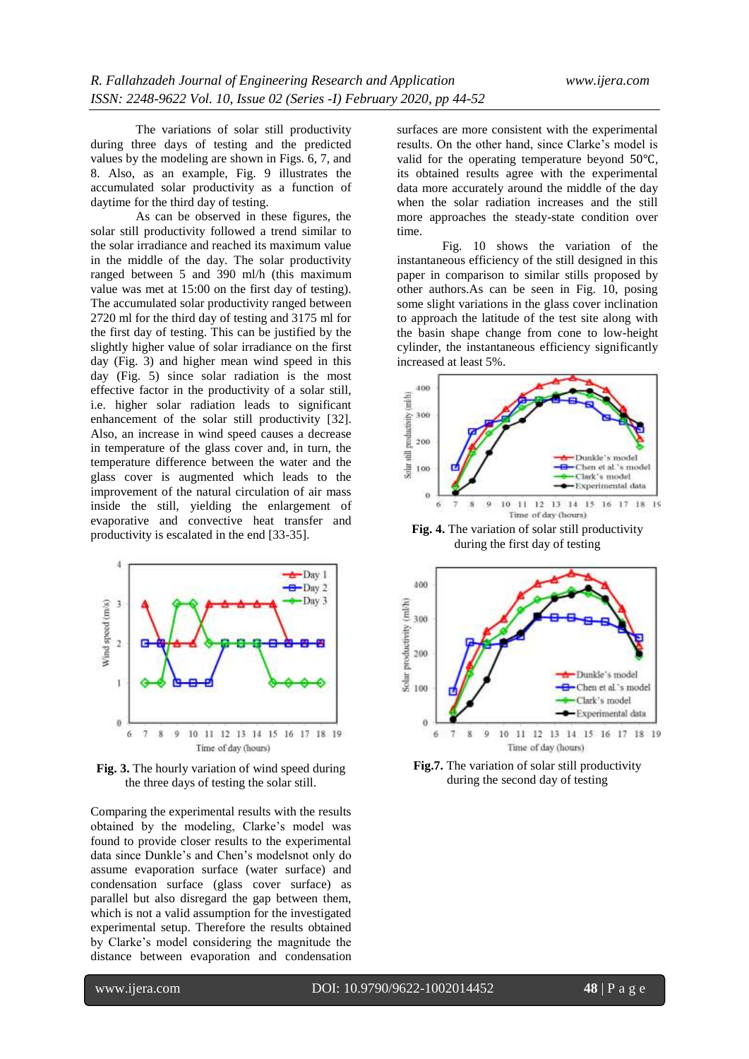The variations of solar still productivity during three days of testing and the predicted values by the modeling are shown in Figs. 6, 7, and 8. Also, as an example, Fig. 9 illustrates the accumulated solar productivity as a function of daytime for the third day of testing.

As can be observed in these figures, the solar still productivity followed a trend similar to the solar irradiance and reached its maximum value in the middle of the day. The solar productivity ranged between 5 and 390 ml/h (this maximum value was met at 15:00 on the first day of testing). The accumulated solar productivity ranged between 2720 ml for the third day of testing and 3175 ml for the first day of testing. This can be justified by the slightly higher value of solar irradiance on the first day (Fig. 3) and higher mean wind speed in this day (Fig. 5) since solar radiation is the most effective factor in the productivity of a solar still, i.e. higher solar radiation leads to significant enhancement of the solar still productivity [32]. Also, an increase in wind speed causes a decrease in temperature of the glass cover and, in turn, the temperature difference between the water and the glass cover is augmented which leads to the improvement of the natural circulation of air mass inside the still, yielding the enlargement of evaporative and convective heat transfer and productivity is escalated in the end [33-35].

**Fig. 3.** The hourly variation of wind speed during the three days of testing the solar still.

Comparing the experimental results with the results obtained by the modeling, Clarke's model was found to provide closer results to the experimental data since Dunkle's and Chen's modelsnot only do assume evaporation surface (water surface) and condensation surface (glass cover surface) as parallel but also disregard the gap between them, which is not a valid assumption for the investigated experimental setup. Therefore the results obtained by Clarke's model considering the magnitude the distance between evaporation and condensation surfaces are more consistent with the experimental results. On the other hand, since Clarke's model is valid for the operating temperature beyond 50℃, its obtained results agree with the experimental data more accurately around the middle of the day when the solar radiation increases and the still more approaches the steady-state condition over time.

Fig. 10 shows the variation of the instantaneous efficiency of the still designed in this paper in comparison to similar stills proposed by other authors.As can be seen in Fig. 10, posing some slight variations in the glass cover inclination to approach the latitude of the test site along with the basin shape change from cone to low-height cylinder, the instantaneous efficiency significantly increased at least 5%.

**Fig. 4.** The variation of solar still productivity during the first day of testing

**Fig.7.** The variation of solar still productivity during the second day of testing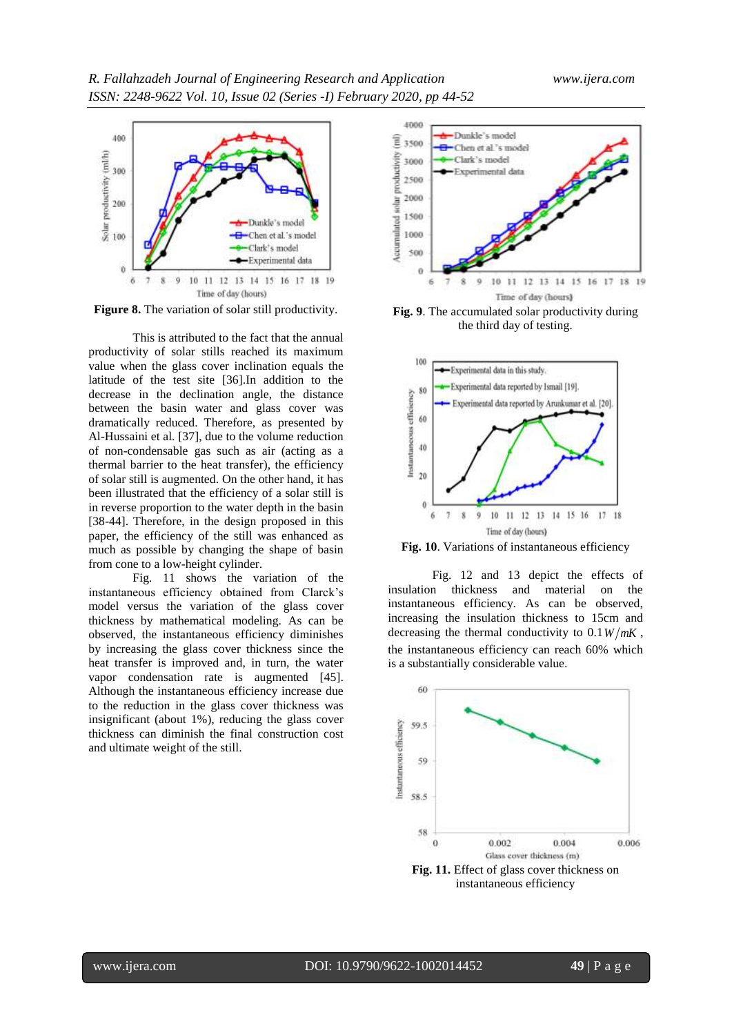**Figure 8.** The variation of solar still productivity.

This is attributed to the fact that the annual productivity of solar stills reached its maximum value when the glass cover inclination equals the latitude of the test site [36].In addition to the decrease in the declination angle, the distance between the basin water and glass cover was dramatically reduced. Therefore, as presented by Al-Hussaini et al. [37], due to the volume reduction of non-condensable gas such as air (acting as a thermal barrier to the heat transfer), the efficiency of solar still is augmented. On the other hand, it has been illustrated that the efficiency of a solar still is in reverse proportion to the water depth in the basin [38-44]. Therefore, in the design proposed in this paper, the efficiency of the still was enhanced as much as possible by changing the shape of basin from cone to a low-height cylinder.

Fig. 11 shows the variation of the instantaneous efficiency obtained from Clarck's model versus the variation of the glass cover thickness by mathematical modeling. As can be observed, the instantaneous efficiency diminishes by increasing the glass cover thickness since the heat transfer is improved and, in turn, the water vapor condensation rate is augmented [45]. Although the instantaneous efficiency increase due to the reduction in the glass cover thickness was insignificant (about 1%), reducing the glass cover thickness can diminish the final construction cost and ultimate weight of the still.

**Fig. 9**. The accumulated solar productivity during the third day of testing.

**Fig. 10**. Variations of instantaneous efficiency

Fig. 12 and 13 depict the effects of insulation thickness and material on the instantaneous efficiency. As can be observed, increasing the insulation thickness to 15cm and decreasing the thermal conductivity to $0.1\,W/mK$, the instantaneous efficiency can reach 60% which is a substantially considerable value.

**Fig. 11.** Effect of glass cover thickness on instantaneous efficiency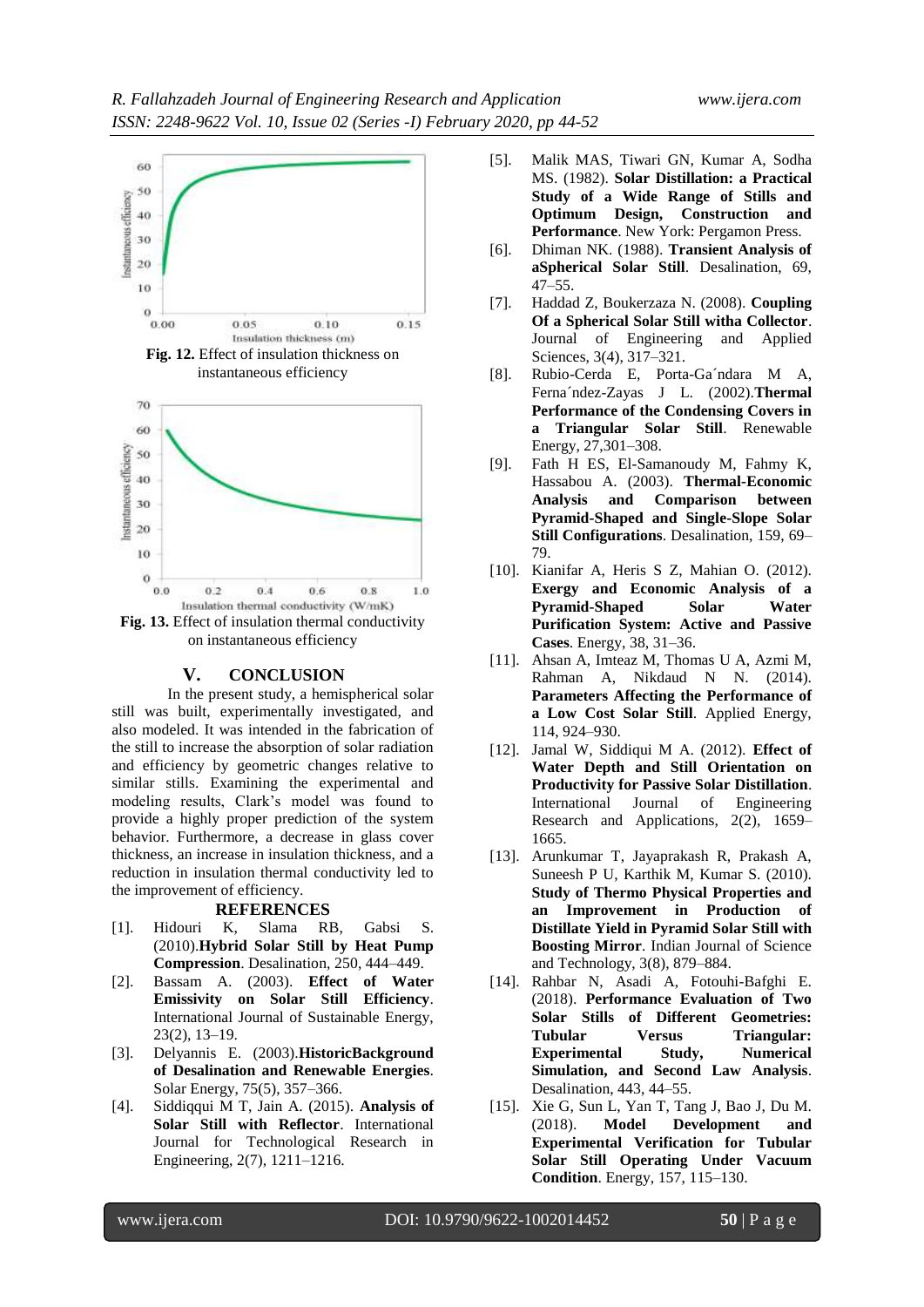**Fig. 12.** Effect of insulation thickness on instantaneous efficiency

**Fig. 13.** Effect of insulation thermal conductivity on instantaneous efficiency

## V. CONCLUSION

In the present study, a hemispherical solar still was built, experimentally investigated, and also modeled. It was intended in the fabrication of the still to increase the absorption of solar radiation and efficiency by geometric changes relative to similar stills. Examining the experimental and modeling results, Clark's model was found to provide a highly proper prediction of the system behavior. Furthermore, a decrease in glass cover thickness, an increase in insulation thickness, and a reduction in insulation thermal conductivity led to the improvement of efficiency.

## REFERENCES

[1]. Hidouri K, Slama RB, Gabsi S. (2010).**Hybrid Solar Still by Heat Pump Compression**. Desalination, 250, 444–449.

[2]. Bassam A. (2003). **Effect of Water Emissivity on Solar Still Efficiency**. International Journal of Sustainable Energy, 23(2), 13–19.

[3]. Delyannis E. (2003).**HistoricBackground of Desalination and Renewable Energies**. Solar Energy, 75(5), 357–366.

[4]. Siddiqqui M T, Jain A. (2015). **Analysis of Solar Still with Reflector**. International Journal for Technological Research in Engineering, 2(7), 1211–1216.

[5]. Malik MAS, Tiwari GN, Kumar A, Sodha MS. (1982). **Solar Distillation: a Practical Study of a Wide Range of Stills and Optimum Design, Construction and Performance**. New York: Pergamon Press.

[6]. Dhiman NK. (1988). **Transient Analysis of aSpherical Solar Still**. Desalination, 69, 47–55.

[7]. Haddad Z, Boukerzaza N. (2008). **Coupling Of a Spherical Solar Still witha Collector**. Journal of Engineering and Applied Sciences, 3(4), 317–321.

[8]. Rubio-Cerda E, Porta-Ga´ndara M A, Ferna´ndez-Zayas J L. (2002).**Thermal Performance of the Condensing Covers in a Triangular Solar Still**. Renewable Energy, 27,301–308.

[9]. Fath H ES, El-Samanoudy M, Fahmy K, Hassabou A. (2003). **Thermal-Economic Analysis and Comparison between Pyramid-Shaped and Single-Slope Solar Still Configurations**. Desalination, 159, 69–79.

[10]. Kianifar A, Heris S Z, Mahian O. (2012). **Exergy and Economic Analysis of a Pyramid-Shaped Solar Water Purification System: Active and Passive Cases**. Energy, 38, 31–36.

[11]. Ahsan A, Imteaz M, Thomas U A, Azmi M, Rahman A, Nikdaud N N. (2014). **Parameters Affecting the Performance of a Low Cost Solar Still**. Applied Energy, 114, 924–930.

[12]. Jamal W, Siddiqui M A. (2012). **Effect of Water Depth and Still Orientation on Productivity for Passive Solar Distillation**. International Journal of Engineering Research and Applications, 2(2), 1659–1665.

[13]. Arunkumar T, Jayaprakash R, Prakash A, Suneesh P U, Karthik M, Kumar S. (2010). **Study of Thermo Physical Properties and an Improvement in Production of Distillate Yield in Pyramid Solar Still with Boosting Mirror**. Indian Journal of Science and Technology, 3(8), 879–884.

[14]. Rahbar N, Asadi A, Fotouhi-Bafghi E. (2018). **Performance Evaluation of Two Solar Stills of Different Geometries: Tubular Versus Triangular: Experimental Study, Numerical Simulation, and Second Law Analysis**. Desalination, 443, 44–55.

[15]. Xie G, Sun L, Yan T, Tang J, Bao J, Du M. (2018). **Model Development and Experimental Verification for Tubular Solar Still Operating Under Vacuum Condition**. Energy, 157, 115–130.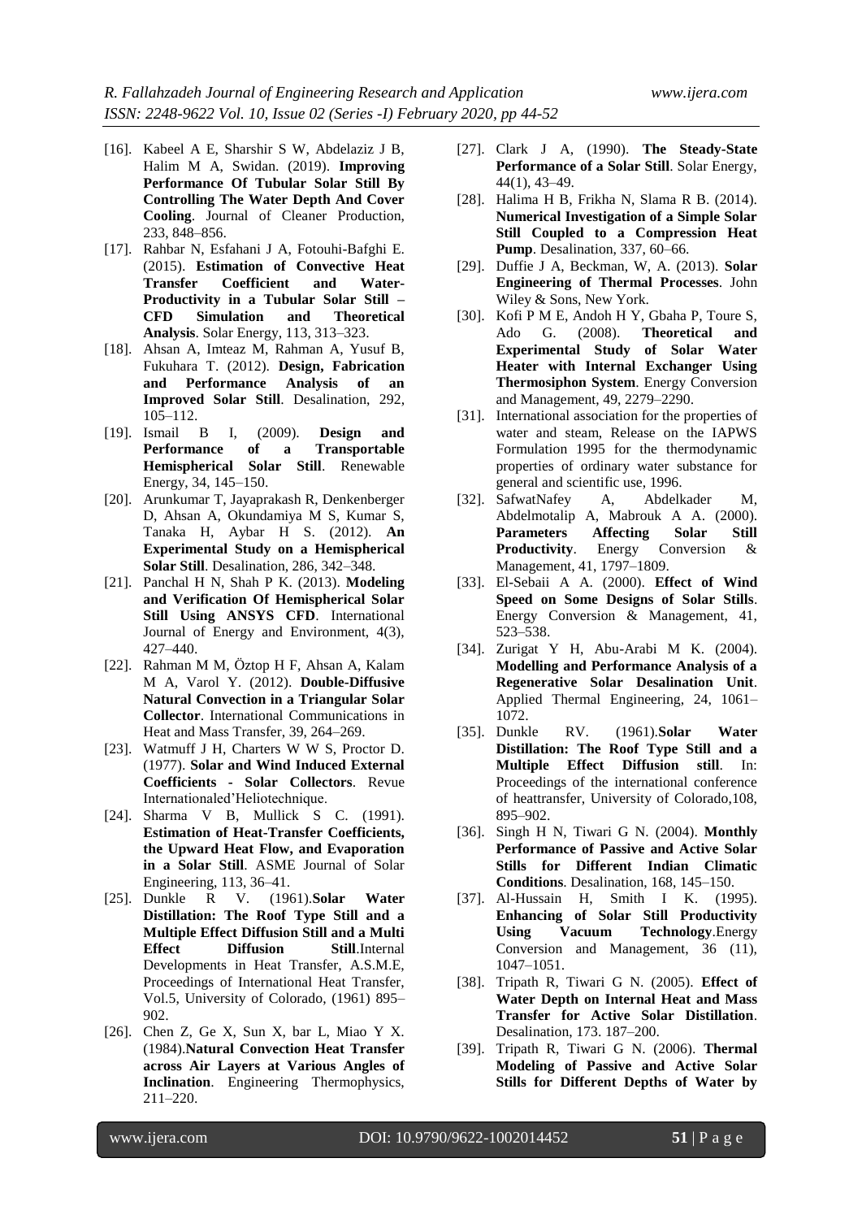[16]. Kabeel A E, Sharshir S W, Abdelaziz J B, Halim M A, Swidan. (2019). **Improving Performance Of Tubular Solar Still By Controlling The Water Depth And Cover Cooling**. Journal of Cleaner Production, 233, 848–856.

[17]. Rahbar N, Esfahani J A, Fotouhi-Bafghi E. (2015). **Estimation of Convective Heat Transfer Coefficient and Water-Productivity in a Tubular Solar Still – CFD Simulation and Theoretical Analysis**. Solar Energy, 113, 313–323.

[18]. Ahsan A, Imteaz M, Rahman A, Yusuf B, Fukuhara T. (2012). **Design, Fabrication and Performance Analysis of an Improved Solar Still**. Desalination, 292, 105–112.

[19]. Ismail B I, (2009). **Design and Performance of a Transportable Hemispherical Solar Still**. Renewable Energy, 34, 145–150.

[20]. Arunkumar T, Jayaprakash R, Denkenberger D, Ahsan A, Okundamiya M S, Kumar S, Tanaka H, Aybar H S. (2012). **An Experimental Study on a Hemispherical Solar Still**. Desalination, 286, 342–348.

[21]. Panchal H N, Shah P K. (2013). **Modeling and Verification Of Hemispherical Solar Still Using ANSYS CFD**. International Journal of Energy and Environment, 4(3), 427–440.

[22]. Rahman M M, Öztop H F, Ahsan A, Kalam M A, Varol Y. (2012). **Double-Diffusive Natural Convection in a Triangular Solar Collector**. International Communications in Heat and Mass Transfer, 39, 264–269.

[23]. Watmuff J H, Charters W W S, Proctor D. (1977). **Solar and Wind Induced External Coefficients - Solar Collectors**. Revue Internationaled'Heliotechnique.

[24]. Sharma V B, Mullick S C. (1991). **Estimation of Heat-Transfer Coefficients, the Upward Heat Flow, and Evaporation in a Solar Still**. ASME Journal of Solar Engineering, 113, 36–41.

[25]. Dunkle R V. (1961).**Solar Water Distillation: The Roof Type Still and a Multiple Effect Diffusion Still and a Multi Effect Diffusion Still**.Internal Developments in Heat Transfer, A.S.M.E, Proceedings of International Heat Transfer, Vol.5, University of Colorado, (1961) 895–902.

[26]. Chen Z, Ge X, Sun X, bar L, Miao Y X. (1984).**Natural Convection Heat Transfer across Air Layers at Various Angles of Inclination**. Engineering Thermophysics, 211–220.

[27]. Clark J A, (1990). **The Steady-State Performance of a Solar Still**. Solar Energy, 44(1), 43–49.

[28]. Halima H B, Frikha N, Slama R B. (2014). **Numerical Investigation of a Simple Solar Still Coupled to a Compression Heat Pump**. Desalination, 337, 60–66.

[29]. Duffie J A, Beckman, W, A. (2013). **Solar Engineering of Thermal Processes**. John Wiley & Sons, New York.

[30]. Kofi P M E, Andoh H Y, Gbaha P, Toure S, Ado G. (2008). **Theoretical and Experimental Study of Solar Water Heater with Internal Exchanger Using Thermosiphon System**. Energy Conversion and Management, 49, 2279–2290.

[31]. International association for the properties of water and steam, Release on the IAPWS Formulation 1995 for the thermodynamic properties of ordinary water substance for general and scientific use, 1996.

[32]. SafwatNafey A, Abdelkader M, Abdelmotalip A, Mabrouk A A. (2000). **Parameters Affecting Solar Still Productivity**. Energy Conversion & Management, 41, 1797–1809.

[33]. El-Sebaii A A. (2000). **Effect of Wind Speed on Some Designs of Solar Stills**. Energy Conversion & Management, 41, 523–538.

[34]. Zurigat Y H, Abu-Arabi M K. (2004). **Modelling and Performance Analysis of a Regenerative Solar Desalination Unit**. Applied Thermal Engineering, 24, 1061–1072.

[35]. Dunkle RV. (1961).**Solar Water Distillation: The Roof Type Still and a Multiple Effect Diffusion still**. In: Proceedings of the international conference of heattransfer, University of Colorado,108, 895–902.

[36]. Singh H N, Tiwari G N. (2004). **Monthly Performance of Passive and Active Solar Stills for Different Indian Climatic Conditions**. Desalination, 168, 145–150.

[37]. Al-Hussain H, Smith I K. (1995). **Enhancing of Solar Still Productivity Using Vacuum Technology**.Energy Conversion and Management, 36 (11), 1047–1051.

[38]. Tripath R, Tiwari G N. (2005). **Effect of Water Depth on Internal Heat and Mass Transfer for Active Solar Distillation**. Desalination, 173. 187–200.

[39]. Tripath R, Tiwari G N. (2006). **Thermal Modeling of Passive and Active Solar Stills for Different Depths of Water by**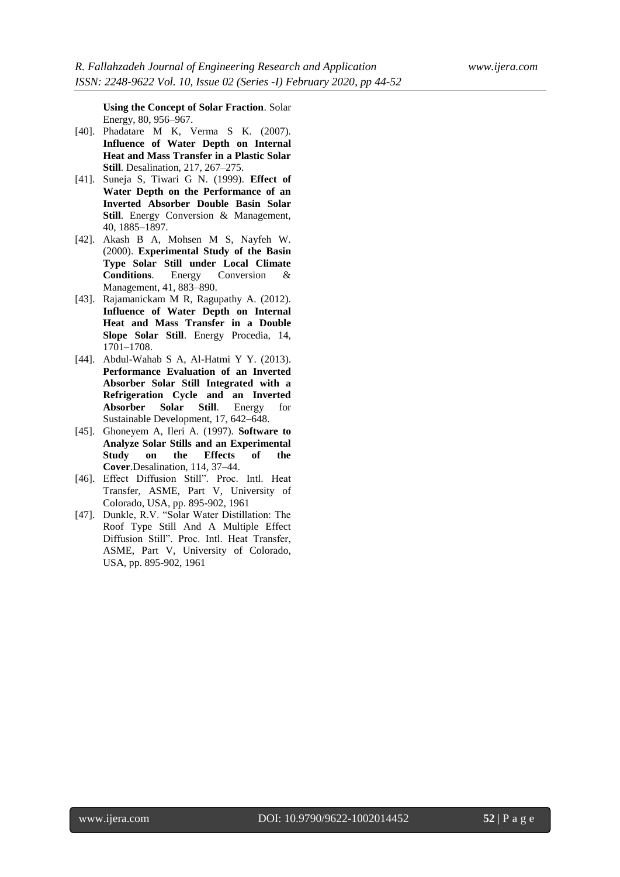**Using the Concept of Solar Fraction**. Solar Energy, 80, 956–967.

[40]. Phadatare M K, Verma S K. (2007). **Influence of Water Depth on Internal Heat and Mass Transfer in a Plastic Solar Still**. Desalination, 217, 267–275.

[41]. Suneja S, Tiwari G N. (1999). **Effect of Water Depth on the Performance of an Inverted Absorber Double Basin Solar Still**. Energy Conversion & Management, 40, 1885–1897.

[42]. Akash B A, Mohsen M S, Nayfeh W. (2000). **Experimental Study of the Basin Type Solar Still under Local Climate Conditions**. Energy Conversion & Management, 41, 883–890.

[43]. Rajamanickam M R, Ragupathy A. (2012). **Influence of Water Depth on Internal Heat and Mass Transfer in a Double Slope Solar Still**. Energy Procedia, 14, 1701–1708.

[44]. Abdul-Wahab S A, Al-Hatmi Y Y. (2013). **Performance Evaluation of an Inverted Absorber Solar Still Integrated with a Refrigeration Cycle and an Inverted Absorber Solar Still**. Energy for Sustainable Development, 17, 642–648.

[45]. Ghoneyem A, Ileri A. (1997). **Software to Analyze Solar Stills and an Experimental Study on the Effects of the Cover**.Desalination, 114, 37–44.

[46]. Effect Diffusion Still". Proc. Intl. Heat Transfer, ASME, Part V, University of Colorado, USA, pp. 895-902, 1961

[47]. Dunkle, R.V. "Solar Water Distillation: The Roof Type Still And A Multiple Effect Diffusion Still". Proc. Intl. Heat Transfer, ASME, Part V, University of Colorado, USA, pp. 895-902, 1961